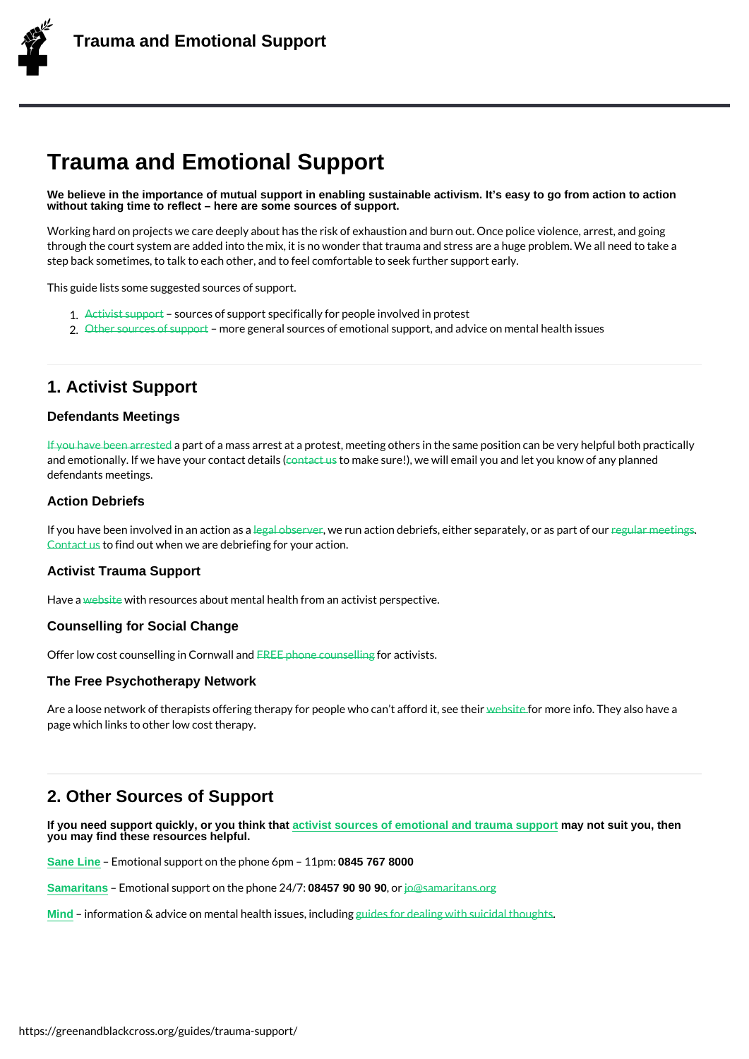# Trauma and Emotional Support

**We believe in the importance of mutual support in enabling sustainable activism. It's easy to go from action to action without taking time to reflect – here are some sources of support.**

Working hard on projects we care deeply about has the risk of exhaustion and burn out. Once police violence, arrest, and going through the court system are added into the mix, it is no wonder that trauma and stress are a huge problem. We all need to take a step back sometimes, to talk to each other, and to feel comfortable to seek further support early.

This guide lists some suggested sources of support.

1. Activist support – sources of support specifically for people involved in protest
2. Other sources of support – more general sources of emotional support, and advice on mental health issues

## 1. Activist Support

### Defendants Meetings

If you have been arrested a part of a mass arrest at a protest, meeting others in the same position can be very helpful both practically and emotionally. If we have your contact details (contact us to make sure!), we will email you and let you know of any planned defendants meetings.

### Action Debriefs

If you have been involved in an action as a legal observer, we run action debriefs, either separately, or as part of our regular meetings. Contact us to find out when we are debriefing for your action.

### Activist Trauma Support

Have a website with resources about mental health from an activist perspective.

### Counselling for Social Change

Offer low cost counselling in Cornwall and FREE phone counselling for activists.

### The Free Psychotherapy Network

Are a loose network of therapists offering therapy for people who can't afford it, see their website for more info. They also have a page which links to other low cost therapy.

## 2. Other Sources of Support

**If you need support quickly, or you think that activist sources of emotional and trauma support may not suit you, then you may find these resources helpful.**

**Sane Line** – Emotional support on the phone 6pm – 11pm: **0845 767 8000**

**Samaritans** – Emotional support on the phone 24/7: **08457 90 90 90**, or jo@samaritans.org

**Mind** – information & advice on mental health issues, including guides for dealing with suicidal thoughts.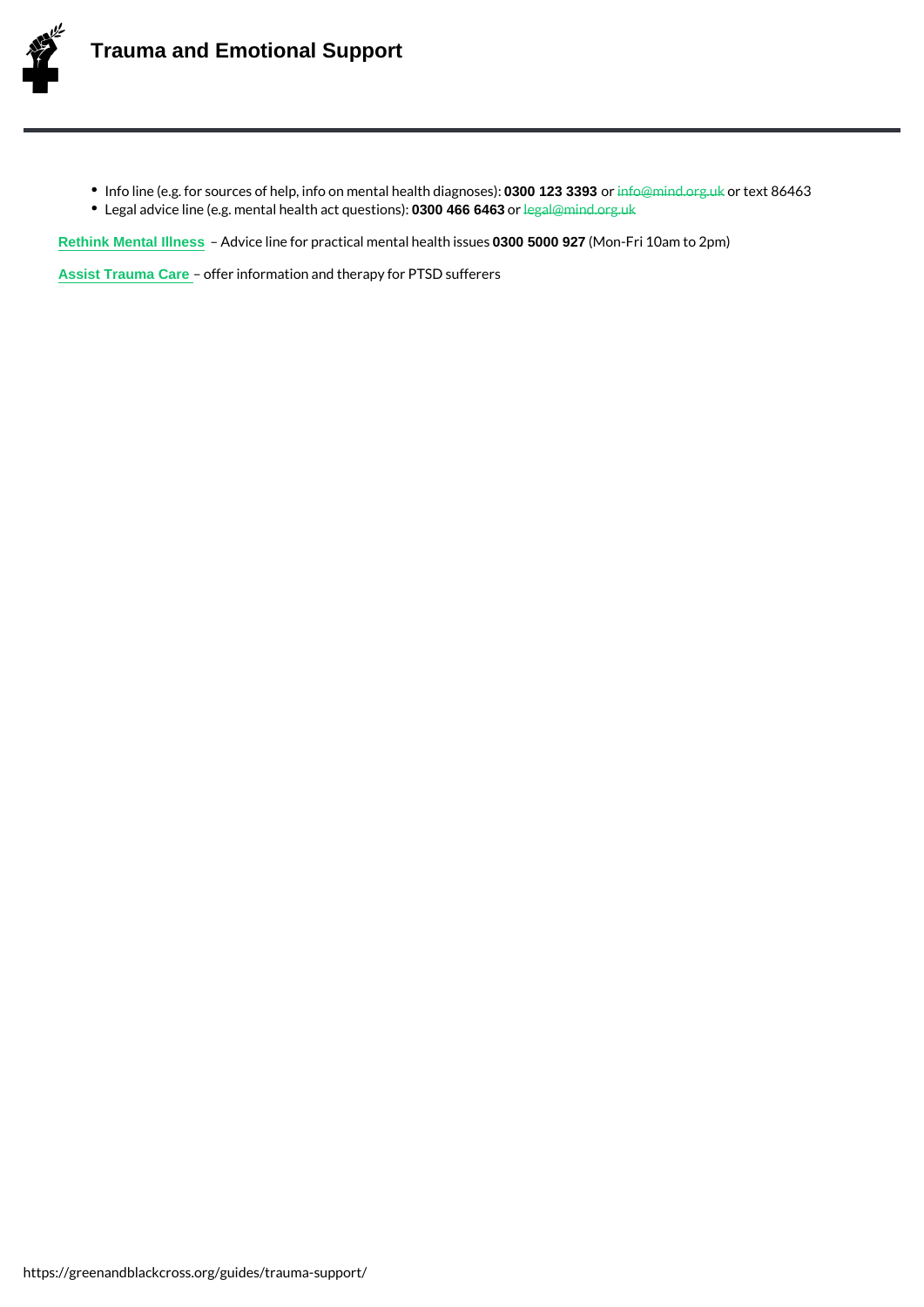- Info line (e.g. for sources of help, info on mental health diagnoses): **0300 123 3393** or info@mind.org.uk or text 86463
- Legal advice line (e.g. mental health act questions): **0300 466 6463** or legal@mind.org.uk

**Rethink Mental Illness** – Advice line for practical mental health issues **0300 5000 927** (Mon-Fri 10am to 2pm)

**Assist Trauma Care** – offer information and therapy for PTSD sufferers